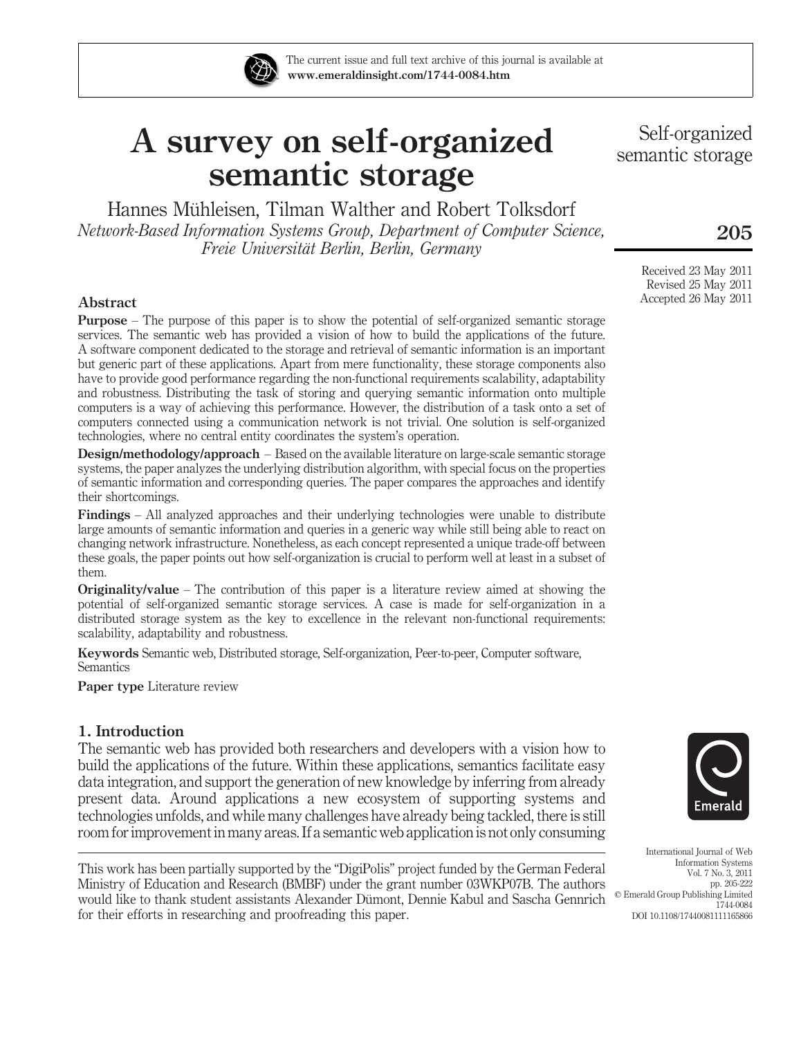# A survey on self-organized semantic storage

Hannes Mühleisen, Tilman Walther and Robert Tolksdorf

*Network-Based Information Systems Group, Department of Computer Science, Freie Universität Berlin, Berlin, Germany*

Received 23 May 2011
Revised 25 May 2011
Accepted 26 May 2011

## Abstract

**Purpose** – The purpose of this paper is to show the potential of self-organized semantic storage services. The semantic web has provided a vision of how to build the applications of the future. A software component dedicated to the storage and retrieval of semantic information is an important but generic part of these applications. Apart from mere functionality, these storage components also have to provide good performance regarding the non-functional requirements scalability, adaptability and robustness. Distributing the task of storing and querying semantic information onto multiple computers is a way of achieving this performance. However, the distribution of a task onto a set of computers connected using a communication network is not trivial. One solution is self-organized technologies, where no central entity coordinates the system's operation.

**Design/methodology/approach** – Based on the available literature on large-scale semantic storage systems, the paper analyzes the underlying distribution algorithm, with special focus on the properties of semantic information and corresponding queries. The paper compares the approaches and identify their shortcomings.

**Findings** – All analyzed approaches and their underlying technologies were unable to distribute large amounts of semantic information and queries in a generic way while still being able to react on changing network infrastructure. Nonetheless, as each concept represented a unique trade-off between these goals, the paper points out how self-organization is crucial to perform well at least in a subset of them.

**Originality/value** – The contribution of this paper is a literature review aimed at showing the potential of self-organized semantic storage services. A case is made for self-organization in a distributed storage system as the key to excellence in the relevant non-functional requirements: scalability, adaptability and robustness.

**Keywords** Semantic web, Distributed storage, Self-organization, Peer-to-peer, Computer software, Semantics

**Paper type** Literature review

## 1. Introduction

The semantic web has provided both researchers and developers with a vision how to build the applications of the future. Within these applications, semantics facilitate easy data integration, and support the generation of new knowledge by inferring from already present data. Around applications a new ecosystem of supporting systems and technologies unfolds, and while many challenges have already being tackled, there is still room for improvement in many areas. If a semantic web application is not only consuming

This work has been partially supported by the "DigiPolis" project funded by the German Federal Ministry of Education and Research (BMBF) under the grant number 03WKP07B. The authors would like to thank student assistants Alexander Dümont, Dennie Kabul and Sascha Gennrich for their efforts in researching and proofreading this paper.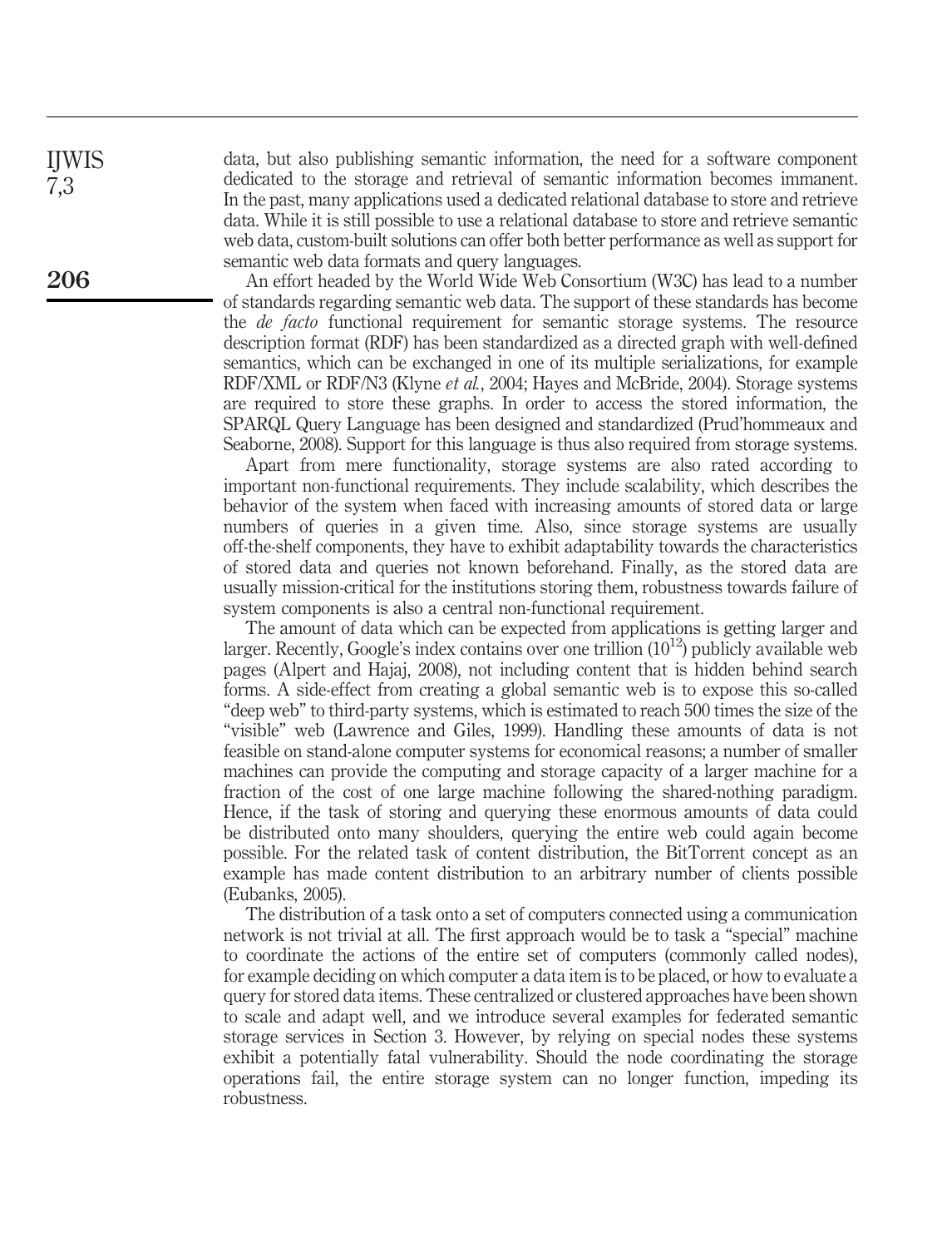data, but also publishing semantic information, the need for a software component dedicated to the storage and retrieval of semantic information becomes immanent. In the past, many applications used a dedicated relational database to store and retrieve data. While it is still possible to use a relational database to store and retrieve semantic web data, custom-built solutions can offer both better performance as well as support for semantic web data formats and query languages.

An effort headed by the World Wide Web Consortium (W3C) has lead to a number of standards regarding semantic web data. The support of these standards has become the *de facto* functional requirement for semantic storage systems. The resource description format (RDF) has been standardized as a directed graph with well-defined semantics, which can be exchanged in one of its multiple serializations, for example RDF/XML or RDF/N3 (Klyne *et al.*, 2004; Hayes and McBride, 2004). Storage systems are required to store these graphs. In order to access the stored information, the SPARQL Query Language has been designed and standardized (Prud'hommeaux and Seaborne, 2008). Support for this language is thus also required from storage systems.

Apart from mere functionality, storage systems are also rated according to important non-functional requirements. They include scalability, which describes the behavior of the system when faced with increasing amounts of stored data or large numbers of queries in a given time. Also, since storage systems are usually off-the-shelf components, they have to exhibit adaptability towards the characteristics of stored data and queries not known beforehand. Finally, as the stored data are usually mission-critical for the institutions storing them, robustness towards failure of system components is also a central non-functional requirement.

The amount of data which can be expected from applications is getting larger and larger. Recently, Google's index contains over one trillion ($10^{12}$) publicly available web pages (Alpert and Hajaj, 2008), not including content that is hidden behind search forms. A side-effect from creating a global semantic web is to expose this so-called "deep web" to third-party systems, which is estimated to reach 500 times the size of the "visible" web (Lawrence and Giles, 1999). Handling these amounts of data is not feasible on stand-alone computer systems for economical reasons; a number of smaller machines can provide the computing and storage capacity of a larger machine for a fraction of the cost of one large machine following the shared-nothing paradigm. Hence, if the task of storing and querying these enormous amounts of data could be distributed onto many shoulders, querying the entire web could again become possible. For the related task of content distribution, the BitTorrent concept as an example has made content distribution to an arbitrary number of clients possible (Eubanks, 2005).

The distribution of a task onto a set of computers connected using a communication network is not trivial at all. The first approach would be to task a "special" machine to coordinate the actions of the entire set of computers (commonly called nodes), for example deciding on which computer a data item is to be placed, or how to evaluate a query for stored data items. These centralized or clustered approaches have been shown to scale and adapt well, and we introduce several examples for federated semantic storage services in Section 3. However, by relying on special nodes these systems exhibit a potentially fatal vulnerability. Should the node coordinating the storage operations fail, the entire storage system can no longer function, impeding its robustness.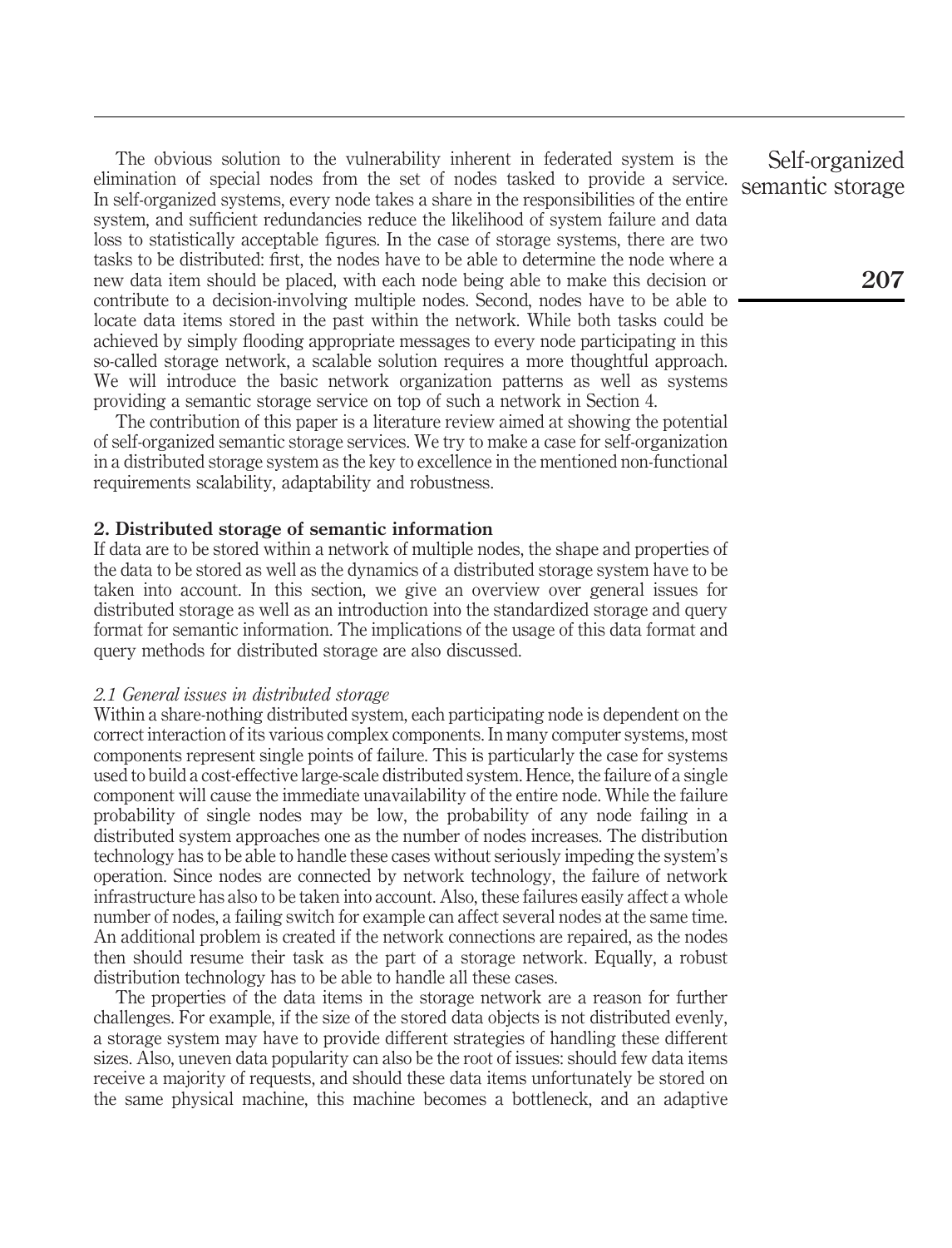The obvious solution to the vulnerability inherent in federated system is the elimination of special nodes from the set of nodes tasked to provide a service. In self-organized systems, every node takes a share in the responsibilities of the entire system, and sufficient redundancies reduce the likelihood of system failure and data loss to statistically acceptable figures. In the case of storage systems, there are two tasks to be distributed: first, the nodes have to be able to determine the node where a new data item should be placed, with each node being able to make this decision or contribute to a decision-involving multiple nodes. Second, nodes have to be able to locate data items stored in the past within the network. While both tasks could be achieved by simply flooding appropriate messages to every node participating in this so-called storage network, a scalable solution requires a more thoughtful approach. We will introduce the basic network organization patterns as well as systems providing a semantic storage service on top of such a network in Section 4.

The contribution of this paper is a literature review aimed at showing the potential of self-organized semantic storage services. We try to make a case for self-organization in a distributed storage system as the key to excellence in the mentioned non-functional requirements scalability, adaptability and robustness.

## 2. Distributed storage of semantic information

If data are to be stored within a network of multiple nodes, the shape and properties of the data to be stored as well as the dynamics of a distributed storage system have to be taken into account. In this section, we give an overview over general issues for distributed storage as well as an introduction into the standardized storage and query format for semantic information. The implications of the usage of this data format and query methods for distributed storage are also discussed.

### *2.1 General issues in distributed storage*

Within a share-nothing distributed system, each participating node is dependent on the correct interaction of its various complex components. In many computer systems, most components represent single points of failure. This is particularly the case for systems used to build a cost-effective large-scale distributed system. Hence, the failure of a single component will cause the immediate unavailability of the entire node. While the failure probability of single nodes may be low, the probability of any node failing in a distributed system approaches one as the number of nodes increases. The distribution technology has to be able to handle these cases without seriously impeding the system's operation. Since nodes are connected by network technology, the failure of network infrastructure has also to be taken into account. Also, these failures easily affect a whole number of nodes, a failing switch for example can affect several nodes at the same time. An additional problem is created if the network connections are repaired, as the nodes then should resume their task as the part of a storage network. Equally, a robust distribution technology has to be able to handle all these cases.

The properties of the data items in the storage network are a reason for further challenges. For example, if the size of the stored data objects is not distributed evenly, a storage system may have to provide different strategies of handling these different sizes. Also, uneven data popularity can also be the root of issues: should few data items receive a majority of requests, and should these data items unfortunately be stored on the same physical machine, this machine becomes a bottleneck, and an adaptive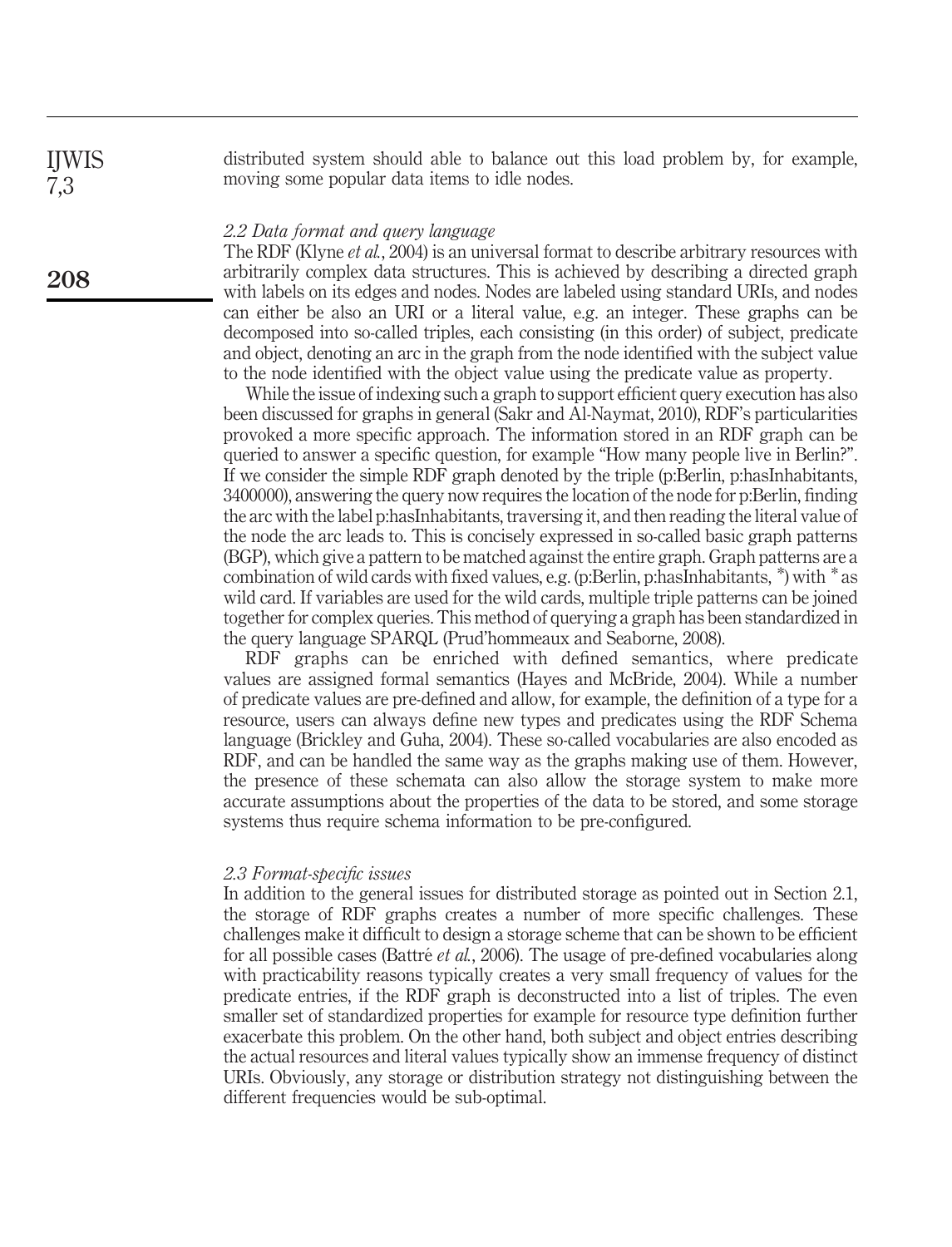distributed system should able to balance out this load problem by, for example, moving some popular data items to idle nodes.

### *2.2 Data format and query language*

The RDF (Klyne *et al.*, 2004) is an universal format to describe arbitrary resources with arbitrarily complex data structures. This is achieved by describing a directed graph with labels on its edges and nodes. Nodes are labeled using standard URIs, and nodes can either be also an URI or a literal value, e.g. an integer. These graphs can be decomposed into so-called triples, each consisting (in this order) of subject, predicate and object, denoting an arc in the graph from the node identified with the subject value to the node identified with the object value using the predicate value as property.

While the issue of indexing such a graph to support efficient query execution has also been discussed for graphs in general (Sakr and Al-Naymat, 2010), RDF's particularities provoked a more specific approach. The information stored in an RDF graph can be queried to answer a specific question, for example "How many people live in Berlin?". If we consider the simple RDF graph denoted by the triple (p:Berlin, p:hasInhabitants, 3400000), answering the query now requires the location of the node for p:Berlin, finding the arc with the label p:hasInhabitants, traversing it, and then reading the literal value of the node the arc leads to. This is concisely expressed in so-called basic graph patterns (BGP), which give a pattern to be matched against the entire graph. Graph patterns are a combination of wild cards with fixed values, e.g. (p:Berlin, p:hasInhabitants, *) with * as wild card. If variables are used for the wild cards, multiple triple patterns can be joined together for complex queries. This method of querying a graph has been standardized in the query language SPARQL (Prud'hommeaux and Seaborne, 2008).

RDF graphs can be enriched with defined semantics, where predicate values are assigned formal semantics (Hayes and McBride, 2004). While a number of predicate values are pre-defined and allow, for example, the definition of a type for a resource, users can always define new types and predicates using the RDF Schema language (Brickley and Guha, 2004). These so-called vocabularies are also encoded as RDF, and can be handled the same way as the graphs making use of them. However, the presence of these schemata can also allow the storage system to make more accurate assumptions about the properties of the data to be stored, and some storage systems thus require schema information to be pre-configured.

### *2.3 Format-specific issues*

In addition to the general issues for distributed storage as pointed out in Section 2.1, the storage of RDF graphs creates a number of more specific challenges. These challenges make it difficult to design a storage scheme that can be shown to be efficient for all possible cases (Battré *et al.*, 2006). The usage of pre-defined vocabularies along with practicability reasons typically creates a very small frequency of values for the predicate entries, if the RDF graph is deconstructed into a list of triples. The even smaller set of standardized properties for example for resource type definition further exacerbate this problem. On the other hand, both subject and object entries describing the actual resources and literal values typically show an immense frequency of distinct URIs. Obviously, any storage or distribution strategy not distinguishing between the different frequencies would be sub-optimal.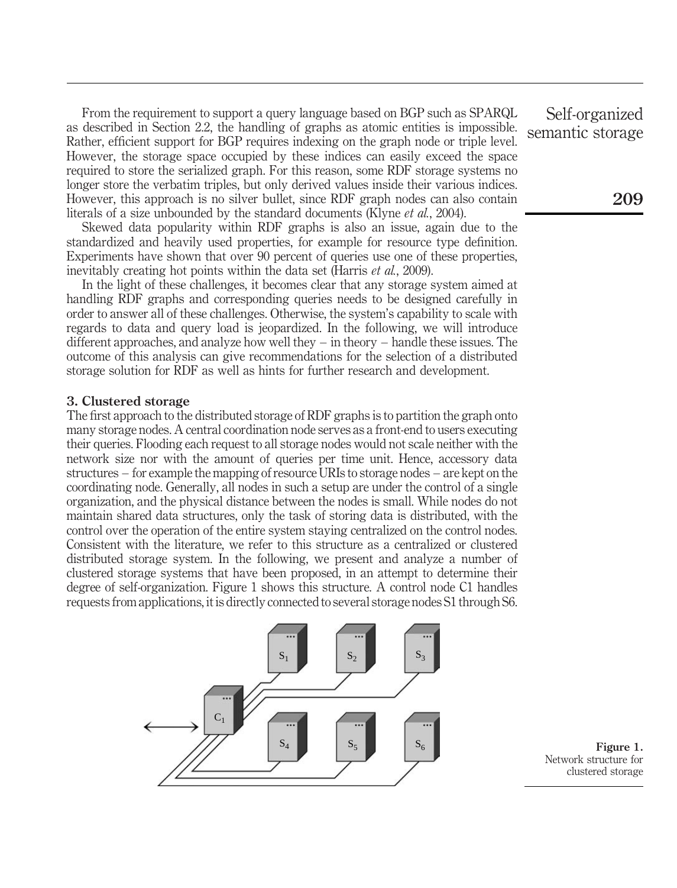From the requirement to support a query language based on BGP such as SPARQL as described in Section 2.2, the handling of graphs as atomic entities is impossible. Rather, efficient support for BGP requires indexing on the graph node or triple level. However, the storage space occupied by these indices can easily exceed the space required to store the serialized graph. For this reason, some RDF storage systems no longer store the verbatim triples, but only derived values inside their various indices. However, this approach is no silver bullet, since RDF graph nodes can also contain literals of a size unbounded by the standard documents (Klyne *et al.*, 2004).

Skewed data popularity within RDF graphs is also an issue, again due to the standardized and heavily used properties, for example for resource type definition. Experiments have shown that over 90 percent of queries use one of these properties, inevitably creating hot points within the data set (Harris *et al.*, 2009).

In the light of these challenges, it becomes clear that any storage system aimed at handling RDF graphs and corresponding queries needs to be designed carefully in order to answer all of these challenges. Otherwise, the system's capability to scale with regards to data and query load is jeopardized. In the following, we will introduce different approaches, and analyze how well they – in theory – handle these issues. The outcome of this analysis can give recommendations for the selection of a distributed storage solution for RDF as well as hints for further research and development.

## 3. Clustered storage

The first approach to the distributed storage of RDF graphs is to partition the graph onto many storage nodes. A central coordination node serves as a front-end to users executing their queries. Flooding each request to all storage nodes would not scale neither with the network size nor with the amount of queries per time unit. Hence, accessory data structures – for example the mapping of resource URIs to storage nodes – are kept on the coordinating node. Generally, all nodes in such a setup are under the control of a single organization, and the physical distance between the nodes is small. While nodes do not maintain shared data structures, only the task of storing data is distributed, with the control over the operation of the entire system staying centralized on the control nodes. Consistent with the literature, we refer to this structure as a centralized or clustered distributed storage system. In the following, we present and analyze a number of clustered storage systems that have been proposed, in an attempt to determine their degree of self-organization. Figure 1 shows this structure. A control node C1 handles requests from applications, it is directly connected to several storage nodes S1 through S6.

**Figure 1.** Network structure for clustered storage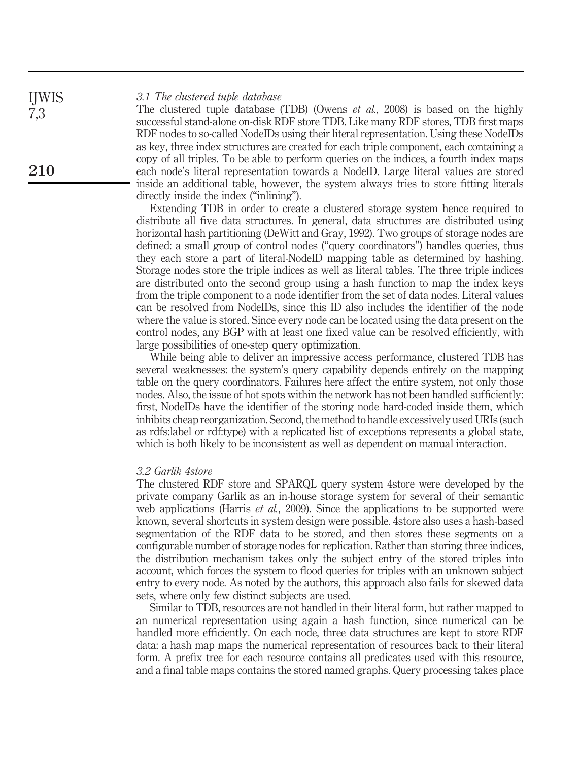### 3.1 The clustered tuple database

The clustered tuple database (TDB) (Owens *et al.*, 2008) is based on the highly successful stand-alone on-disk RDF store TDB. Like many RDF stores, TDB first maps RDF nodes to so-called NodeIDs using their literal representation. Using these NodeIDs as key, three index structures are created for each triple component, each containing a copy of all triples. To be able to perform queries on the indices, a fourth index maps each node's literal representation towards a NodeID. Large literal values are stored inside an additional table, however, the system always tries to store fitting literals directly inside the index ("inlining").

Extending TDB in order to create a clustered storage system hence required to distribute all five data structures. In general, data structures are distributed using horizontal hash partitioning (DeWitt and Gray, 1992). Two groups of storage nodes are defined: a small group of control nodes ("query coordinators") handles queries, thus they each store a part of literal-NodeID mapping table as determined by hashing. Storage nodes store the triple indices as well as literal tables. The three triple indices are distributed onto the second group using a hash function to map the index keys from the triple component to a node identifier from the set of data nodes. Literal values can be resolved from NodeIDs, since this ID also includes the identifier of the node where the value is stored. Since every node can be located using the data present on the control nodes, any BGP with at least one fixed value can be resolved efficiently, with large possibilities of one-step query optimization.

While being able to deliver an impressive access performance, clustered TDB has several weaknesses: the system's query capability depends entirely on the mapping table on the query coordinators. Failures here affect the entire system, not only those nodes. Also, the issue of hot spots within the network has not been handled sufficiently: first, NodeIDs have the identifier of the storing node hard-coded inside them, which inhibits cheap reorganization. Second, the method to handle excessively used URIs (such as rdfs:label or rdf:type) with a replicated list of exceptions represents a global state, which is both likely to be inconsistent as well as dependent on manual interaction.

### 3.2 Garlik 4store

The clustered RDF store and SPARQL query system 4store were developed by the private company Garlik as an in-house storage system for several of their semantic web applications (Harris *et al.*, 2009). Since the applications to be supported were known, several shortcuts in system design were possible. 4store also uses a hash-based segmentation of the RDF data to be stored, and then stores these segments on a configurable number of storage nodes for replication. Rather than storing three indices, the distribution mechanism takes only the subject entry of the stored triples into account, which forces the system to flood queries for triples with an unknown subject entry to every node. As noted by the authors, this approach also fails for skewed data sets, where only few distinct subjects are used.

Similar to TDB, resources are not handled in their literal form, but rather mapped to an numerical representation using again a hash function, since numerical can be handled more efficiently. On each node, three data structures are kept to store RDF data: a hash map maps the numerical representation of resources back to their literal form. A prefix tree for each resource contains all predicates used with this resource, and a final table maps contains the stored named graphs. Query processing takes place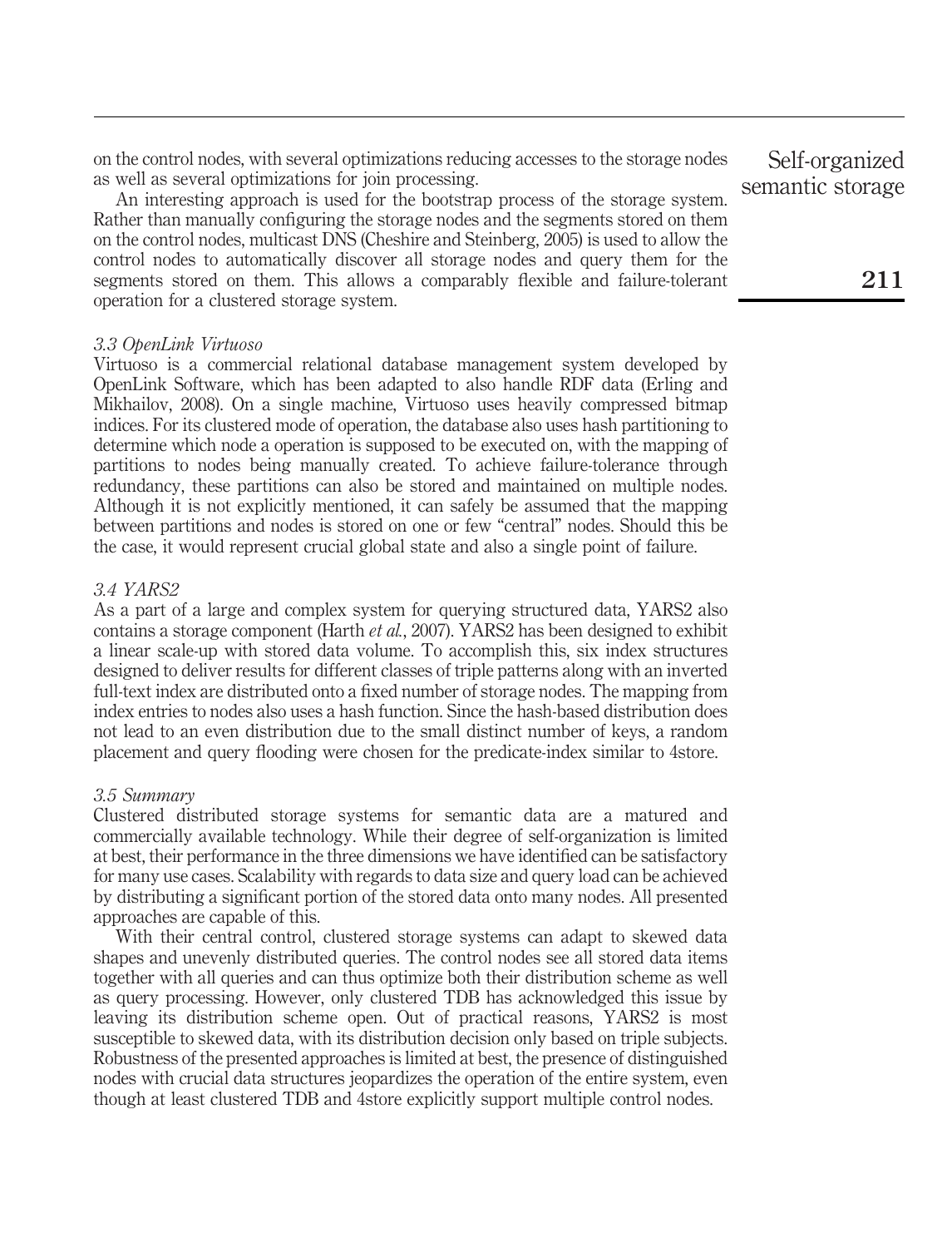on the control nodes, with several optimizations reducing accesses to the storage nodes as well as several optimizations for join processing.

An interesting approach is used for the bootstrap process of the storage system. Rather than manually configuring the storage nodes and the segments stored on them on the control nodes, multicast DNS (Cheshire and Steinberg, 2005) is used to allow the control nodes to automatically discover all storage nodes and query them for the segments stored on them. This allows a comparably flexible and failure-tolerant operation for a clustered storage system.

### *3.3 OpenLink Virtuoso*

Virtuoso is a commercial relational database management system developed by OpenLink Software, which has been adapted to also handle RDF data (Erling and Mikhailov, 2008). On a single machine, Virtuoso uses heavily compressed bitmap indices. For its clustered mode of operation, the database also uses hash partitioning to determine which node a operation is supposed to be executed on, with the mapping of partitions to nodes being manually created. To achieve failure-tolerance through redundancy, these partitions can also be stored and maintained on multiple nodes. Although it is not explicitly mentioned, it can safely be assumed that the mapping between partitions and nodes is stored on one or few "central" nodes. Should this be the case, it would represent crucial global state and also a single point of failure.

### *3.4 YARS2*

As a part of a large and complex system for querying structured data, YARS2 also contains a storage component (Harth *et al.*, 2007). YARS2 has been designed to exhibit a linear scale-up with stored data volume. To accomplish this, six index structures designed to deliver results for different classes of triple patterns along with an inverted full-text index are distributed onto a fixed number of storage nodes. The mapping from index entries to nodes also uses a hash function. Since the hash-based distribution does not lead to an even distribution due to the small distinct number of keys, a random placement and query flooding were chosen for the predicate-index similar to 4store.

### *3.5 Summary*

Clustered distributed storage systems for semantic data are a matured and commercially available technology. While their degree of self-organization is limited at best, their performance in the three dimensions we have identified can be satisfactory for many use cases. Scalability with regards to data size and query load can be achieved by distributing a significant portion of the stored data onto many nodes. All presented approaches are capable of this.

With their central control, clustered storage systems can adapt to skewed data shapes and unevenly distributed queries. The control nodes see all stored data items together with all queries and can thus optimize both their distribution scheme as well as query processing. However, only clustered TDB has acknowledged this issue by leaving its distribution scheme open. Out of practical reasons, YARS2 is most susceptible to skewed data, with its distribution decision only based on triple subjects. Robustness of the presented approaches is limited at best, the presence of distinguished nodes with crucial data structures jeopardizes the operation of the entire system, even though at least clustered TDB and 4store explicitly support multiple control nodes.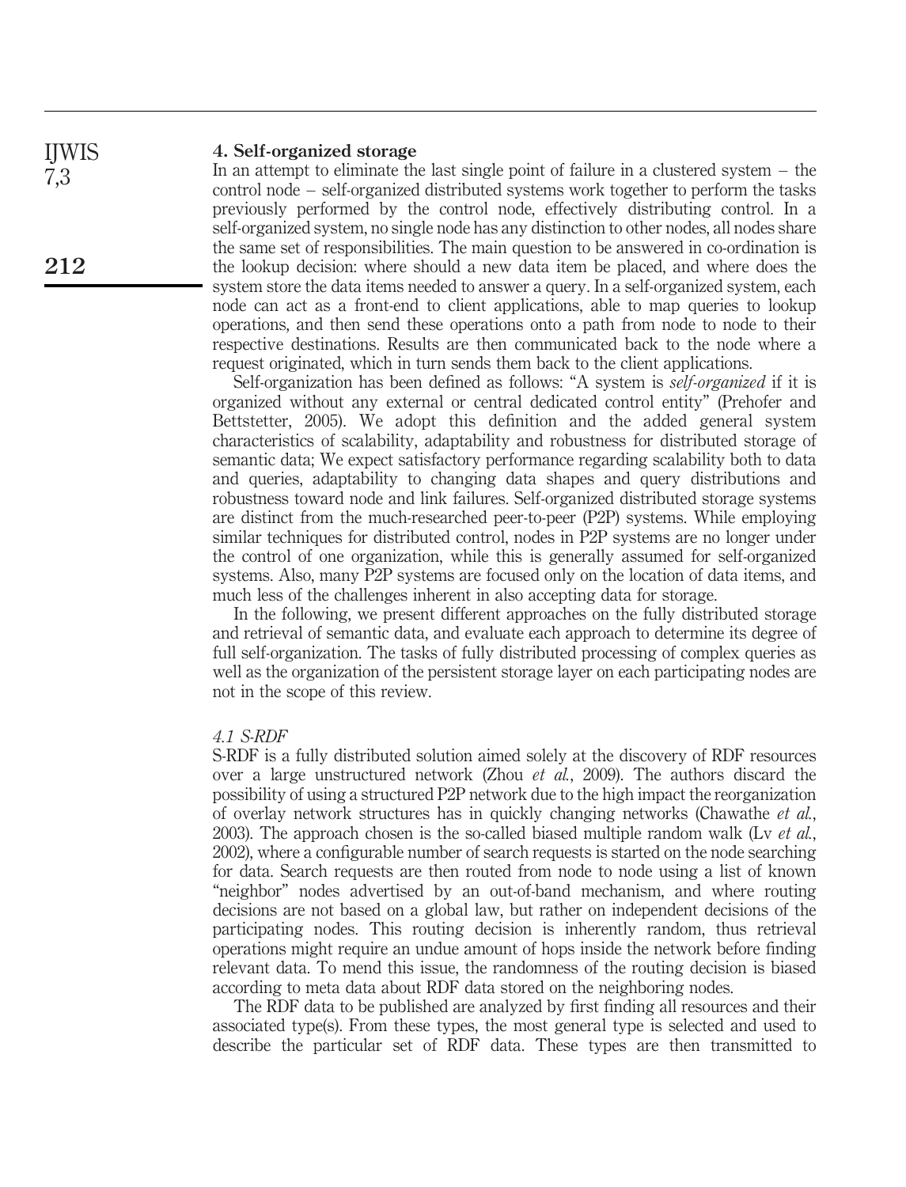## 4. Self-organized storage

In an attempt to eliminate the last single point of failure in a clustered system – the control node – self-organized distributed systems work together to perform the tasks previously performed by the control node, effectively distributing control. In a self-organized system, no single node has any distinction to other nodes, all nodes share the same set of responsibilities. The main question to be answered in co-ordination is the lookup decision: where should a new data item be placed, and where does the system store the data items needed to answer a query. In a self-organized system, each node can act as a front-end to client applications, able to map queries to lookup operations, and then send these operations onto a path from node to node to their respective destinations. Results are then communicated back to the node where a request originated, which in turn sends them back to the client applications.

Self-organization has been defined as follows: "A system is *self-organized* if it is organized without any external or central dedicated control entity" (Prehofer and Bettstetter, 2005). We adopt this definition and the added general system characteristics of scalability, adaptability and robustness for distributed storage of semantic data; We expect satisfactory performance regarding scalability both to data and queries, adaptability to changing data shapes and query distributions and robustness toward node and link failures. Self-organized distributed storage systems are distinct from the much-researched peer-to-peer (P2P) systems. While employing similar techniques for distributed control, nodes in P2P systems are no longer under the control of one organization, while this is generally assumed for self-organized systems. Also, many P2P systems are focused only on the location of data items, and much less of the challenges inherent in also accepting data for storage.

In the following, we present different approaches on the fully distributed storage and retrieval of semantic data, and evaluate each approach to determine its degree of full self-organization. The tasks of fully distributed processing of complex queries as well as the organization of the persistent storage layer on each participating nodes are not in the scope of this review.

### *4.1 S-RDF*

S-RDF is a fully distributed solution aimed solely at the discovery of RDF resources over a large unstructured network (Zhou *et al.*, 2009). The authors discard the possibility of using a structured P2P network due to the high impact the reorganization of overlay network structures has in quickly changing networks (Chawathe *et al.*, 2003). The approach chosen is the so-called biased multiple random walk (Lv *et al.*, 2002), where a configurable number of search requests is started on the node searching for data. Search requests are then routed from node to node using a list of known "neighbor" nodes advertised by an out-of-band mechanism, and where routing decisions are not based on a global law, but rather on independent decisions of the participating nodes. This routing decision is inherently random, thus retrieval operations might require an undue amount of hops inside the network before finding relevant data. To mend this issue, the randomness of the routing decision is biased according to meta data about RDF data stored on the neighboring nodes.

The RDF data to be published are analyzed by first finding all resources and their associated type(s). From these types, the most general type is selected and used to describe the particular set of RDF data. These types are then transmitted to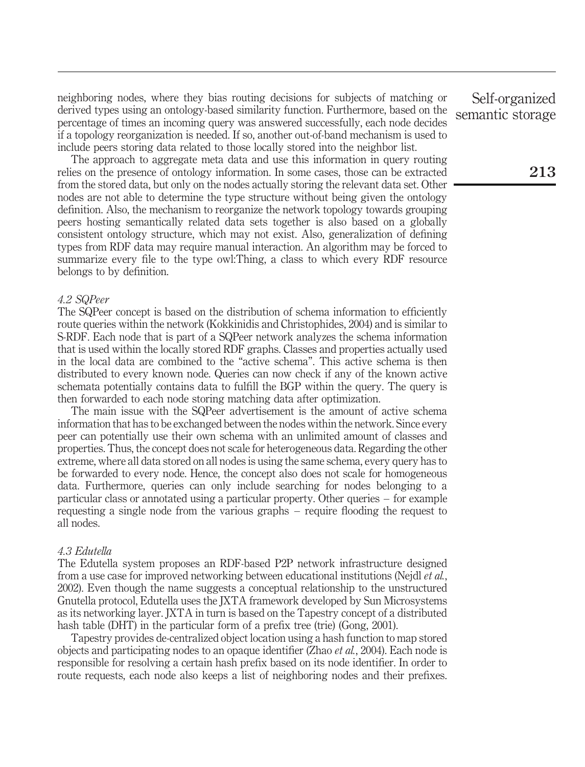neighboring nodes, where they bias routing decisions for subjects of matching or derived types using an ontology-based similarity function. Furthermore, based on the percentage of times an incoming query was answered successfully, each node decides if a topology reorganization is needed. If so, another out-of-band mechanism is used to include peers storing data related to those locally stored into the neighbor list.

The approach to aggregate meta data and use this information in query routing relies on the presence of ontology information. In some cases, those can be extracted from the stored data, but only on the nodes actually storing the relevant data set. Other nodes are not able to determine the type structure without being given the ontology definition. Also, the mechanism to reorganize the network topology towards grouping peers hosting semantically related data sets together is also based on a globally consistent ontology structure, which may not exist. Also, generalization of defining types from RDF data may require manual interaction. An algorithm may be forced to summarize every file to the type owl:Thing, a class to which every RDF resource belongs to by definition.

### *4.2 SQPeer*

The SQPeer concept is based on the distribution of schema information to efficiently route queries within the network (Kokkinidis and Christophides, 2004) and is similar to S-RDF. Each node that is part of a SQPeer network analyzes the schema information that is used within the locally stored RDF graphs. Classes and properties actually used in the local data are combined to the "active schema". This active schema is then distributed to every known node. Queries can now check if any of the known active schemata potentially contains data to fulfill the BGP within the query. The query is then forwarded to each node storing matching data after optimization.

The main issue with the SQPeer advertisement is the amount of active schema information that has to be exchanged between the nodes within the network. Since every peer can potentially use their own schema with an unlimited amount of classes and properties. Thus, the concept does not scale for heterogeneous data. Regarding the other extreme, where all data stored on all nodes is using the same schema, every query has to be forwarded to every node. Hence, the concept also does not scale for homogeneous data. Furthermore, queries can only include searching for nodes belonging to a particular class or annotated using a particular property. Other queries – for example requesting a single node from the various graphs – require flooding the request to all nodes.

### *4.3 Edutella*

The Edutella system proposes an RDF-based P2P network infrastructure designed from a use case for improved networking between educational institutions (Nejdl *et al.*, 2002). Even though the name suggests a conceptual relationship to the unstructured Gnutella protocol, Edutella uses the JXTA framework developed by Sun Microsystems as its networking layer. JXTA in turn is based on the Tapestry concept of a distributed hash table (DHT) in the particular form of a prefix tree (trie) (Gong, 2001).

Tapestry provides de-centralized object location using a hash function to map stored objects and participating nodes to an opaque identifier (Zhao *et al.*, 2004). Each node is responsible for resolving a certain hash prefix based on its node identifier. In order to route requests, each node also keeps a list of neighboring nodes and their prefixes.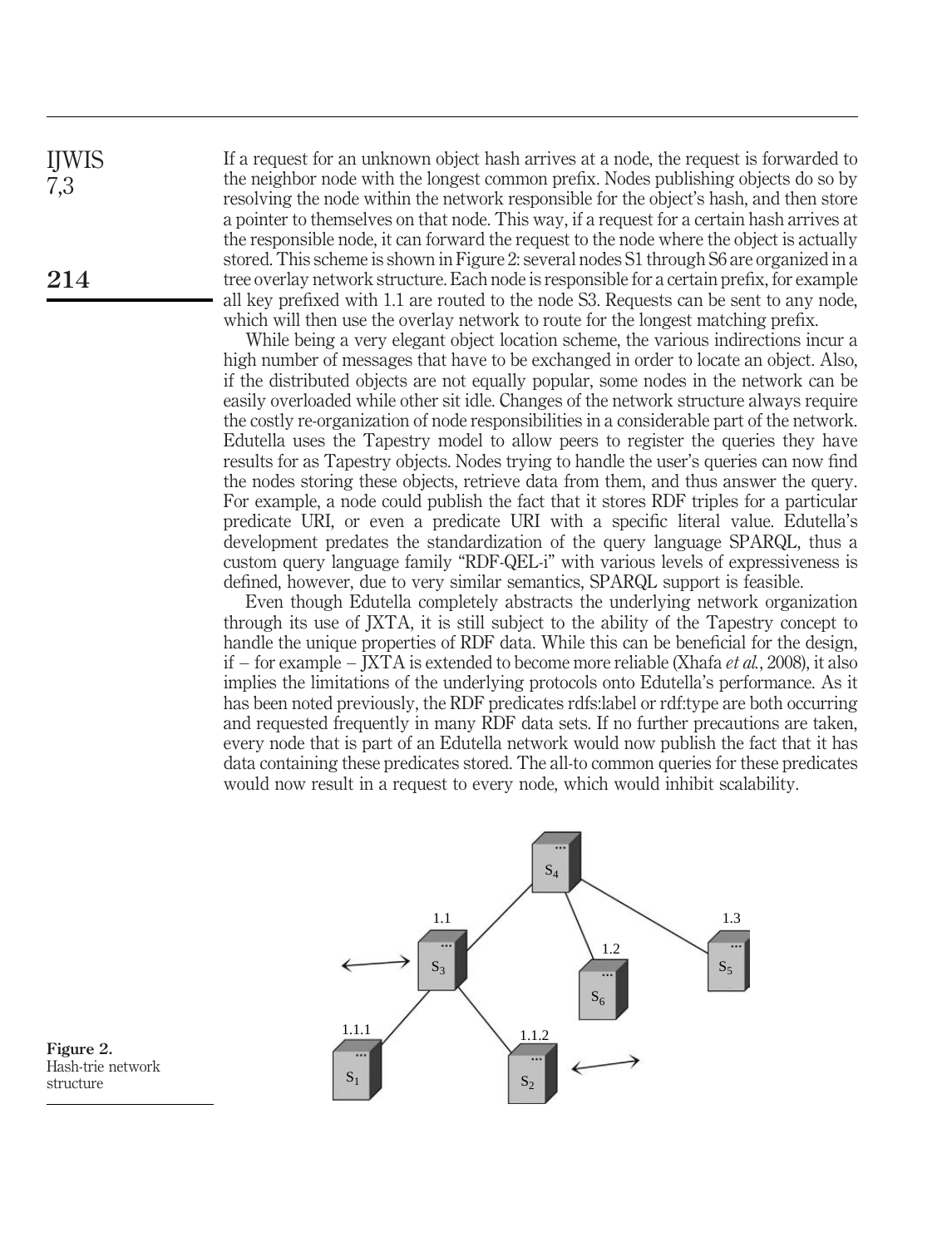If a request for an unknown object hash arrives at a node, the request is forwarded to the neighbor node with the longest common prefix. Nodes publishing objects do so by resolving the node within the network responsible for the object's hash, and then store a pointer to themselves on that node. This way, if a request for a certain hash arrives at the responsible node, it can forward the request to the node where the object is actually stored. This scheme is shown in Figure 2: several nodes S1 through S6 are organized in a tree overlay network structure. Each node is responsible for a certain prefix, for example all key prefixed with 1.1 are routed to the node S3. Requests can be sent to any node, which will then use the overlay network to route for the longest matching prefix.

While being a very elegant object location scheme, the various indirections incur a high number of messages that have to be exchanged in order to locate an object. Also, if the distributed objects are not equally popular, some nodes in the network can be easily overloaded while other sit idle. Changes of the network structure always require the costly re-organization of node responsibilities in a considerable part of the network. Edutella uses the Tapestry model to allow peers to register the queries they have results for as Tapestry objects. Nodes trying to handle the user's queries can now find the nodes storing these objects, retrieve data from them, and thus answer the query. For example, a node could publish the fact that it stores RDF triples for a particular predicate URI, or even a predicate URI with a specific literal value. Edutella's development predates the standardization of the query language SPARQL, thus a custom query language family "RDF-QEL-i" with various levels of expressiveness is defined, however, due to very similar semantics, SPARQL support is feasible.

Even though Edutella completely abstracts the underlying network organization through its use of JXTA, it is still subject to the ability of the Tapestry concept to handle the unique properties of RDF data. While this can be beneficial for the design, if – for example – JXTA is extended to become more reliable (Xhafa *et al.*, 2008), it also implies the limitations of the underlying protocols onto Edutella's performance. As it has been noted previously, the RDF predicates rdfs:label or rdf:type are both occurring and requested frequently in many RDF data sets. If no further precautions are taken, every node that is part of an Edutella network would now publish the fact that it has data containing these predicates stored. The all-to common queries for these predicates would now result in a request to every node, which would inhibit scalability.

**Figure 2.** Hash-trie network structure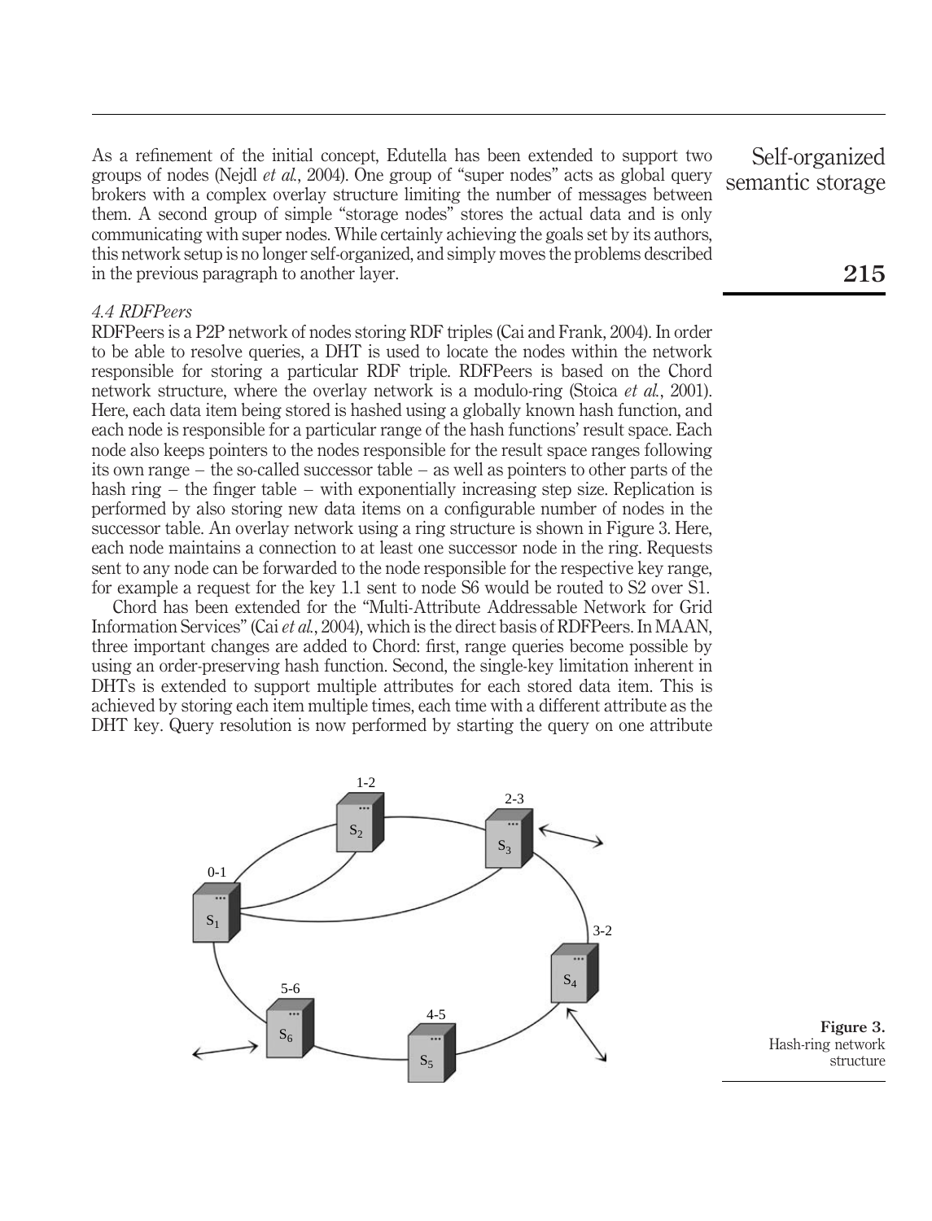As a refinement of the initial concept, Edutella has been extended to support two groups of nodes (Nejdl *et al.*, 2004). One group of "super nodes" acts as global query brokers with a complex overlay structure limiting the number of messages between them. A second group of simple "storage nodes" stores the actual data and is only communicating with super nodes. While certainly achieving the goals set by its authors, this network setup is no longer self-organized, and simply moves the problems described in the previous paragraph to another layer.

### *4.4 RDFPeers*

RDFPeers is a P2P network of nodes storing RDF triples (Cai and Frank, 2004). In order to be able to resolve queries, a DHT is used to locate the nodes within the network responsible for storing a particular RDF triple. RDFPeers is based on the Chord network structure, where the overlay network is a modulo-ring (Stoica *et al.*, 2001). Here, each data item being stored is hashed using a globally known hash function, and each node is responsible for a particular range of the hash functions' result space. Each node also keeps pointers to the nodes responsible for the result space ranges following its own range – the so-called successor table – as well as pointers to other parts of the hash ring – the finger table – with exponentially increasing step size. Replication is performed by also storing new data items on a configurable number of nodes in the successor table. An overlay network using a ring structure is shown in Figure 3. Here, each node maintains a connection to at least one successor node in the ring. Requests sent to any node can be forwarded to the node responsible for the respective key range, for example a request for the key 1.1 sent to node S6 would be routed to S2 over S1.

Chord has been extended for the "Multi-Attribute Addressable Network for Grid Information Services" (Cai *et al.*, 2004), which is the direct basis of RDFPeers. In MAAN, three important changes are added to Chord: first, range queries become possible by using an order-preserving hash function. Second, the single-key limitation inherent in DHTs is extended to support multiple attributes for each stored data item. This is achieved by storing each item multiple times, each time with a different attribute as the DHT key. Query resolution is now performed by starting the query on one attribute

**Figure 3.** Hash-ring network structure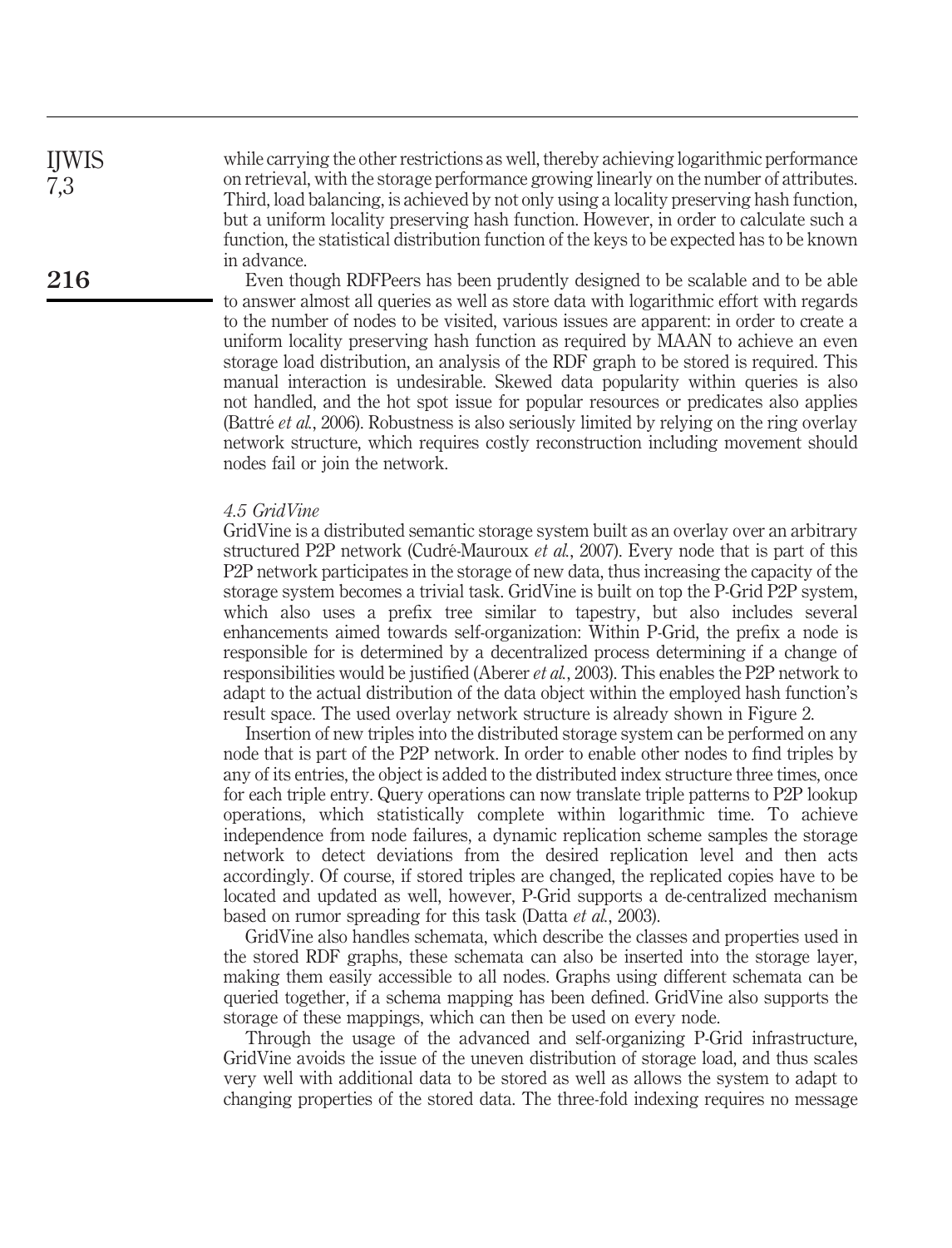while carrying the other restrictions as well, thereby achieving logarithmic performance on retrieval, with the storage performance growing linearly on the number of attributes. Third, load balancing, is achieved by not only using a locality preserving hash function, but a uniform locality preserving hash function. However, in order to calculate such a function, the statistical distribution function of the keys to be expected has to be known in advance.

Even though RDFPeers has been prudently designed to be scalable and to be able to answer almost all queries as well as store data with logarithmic effort with regards to the number of nodes to be visited, various issues are apparent: in order to create a uniform locality preserving hash function as required by MAAN to achieve an even storage load distribution, an analysis of the RDF graph to be stored is required. This manual interaction is undesirable. Skewed data popularity within queries is also not handled, and the hot spot issue for popular resources or predicates also applies (Battré *et al.*, 2006). Robustness is also seriously limited by relying on the ring overlay network structure, which requires costly reconstruction including movement should nodes fail or join the network.

### *4.5 GridVine*

GridVine is a distributed semantic storage system built as an overlay over an arbitrary structured P2P network (Cudré-Mauroux *et al.*, 2007). Every node that is part of this P2P network participates in the storage of new data, thus increasing the capacity of the storage system becomes a trivial task. GridVine is built on top the P-Grid P2P system, which also uses a prefix tree similar to tapestry, but also includes several enhancements aimed towards self-organization: Within P-Grid, the prefix a node is responsible for is determined by a decentralized process determining if a change of responsibilities would be justified (Aberer *et al.*, 2003). This enables the P2P network to adapt to the actual distribution of the data object within the employed hash function's result space. The used overlay network structure is already shown in Figure 2.

Insertion of new triples into the distributed storage system can be performed on any node that is part of the P2P network. In order to enable other nodes to find triples by any of its entries, the object is added to the distributed index structure three times, once for each triple entry. Query operations can now translate triple patterns to P2P lookup operations, which statistically complete within logarithmic time. To achieve independence from node failures, a dynamic replication scheme samples the storage network to detect deviations from the desired replication level and then acts accordingly. Of course, if stored triples are changed, the replicated copies have to be located and updated as well, however, P-Grid supports a de-centralized mechanism based on rumor spreading for this task (Datta *et al.*, 2003).

GridVine also handles schemata, which describe the classes and properties used in the stored RDF graphs, these schemata can also be inserted into the storage layer, making them easily accessible to all nodes. Graphs using different schemata can be queried together, if a schema mapping has been defined. GridVine also supports the storage of these mappings, which can then be used on every node.

Through the usage of the advanced and self-organizing P-Grid infrastructure, GridVine avoids the issue of the uneven distribution of storage load, and thus scales very well with additional data to be stored as well as allows the system to adapt to changing properties of the stored data. The three-fold indexing requires no message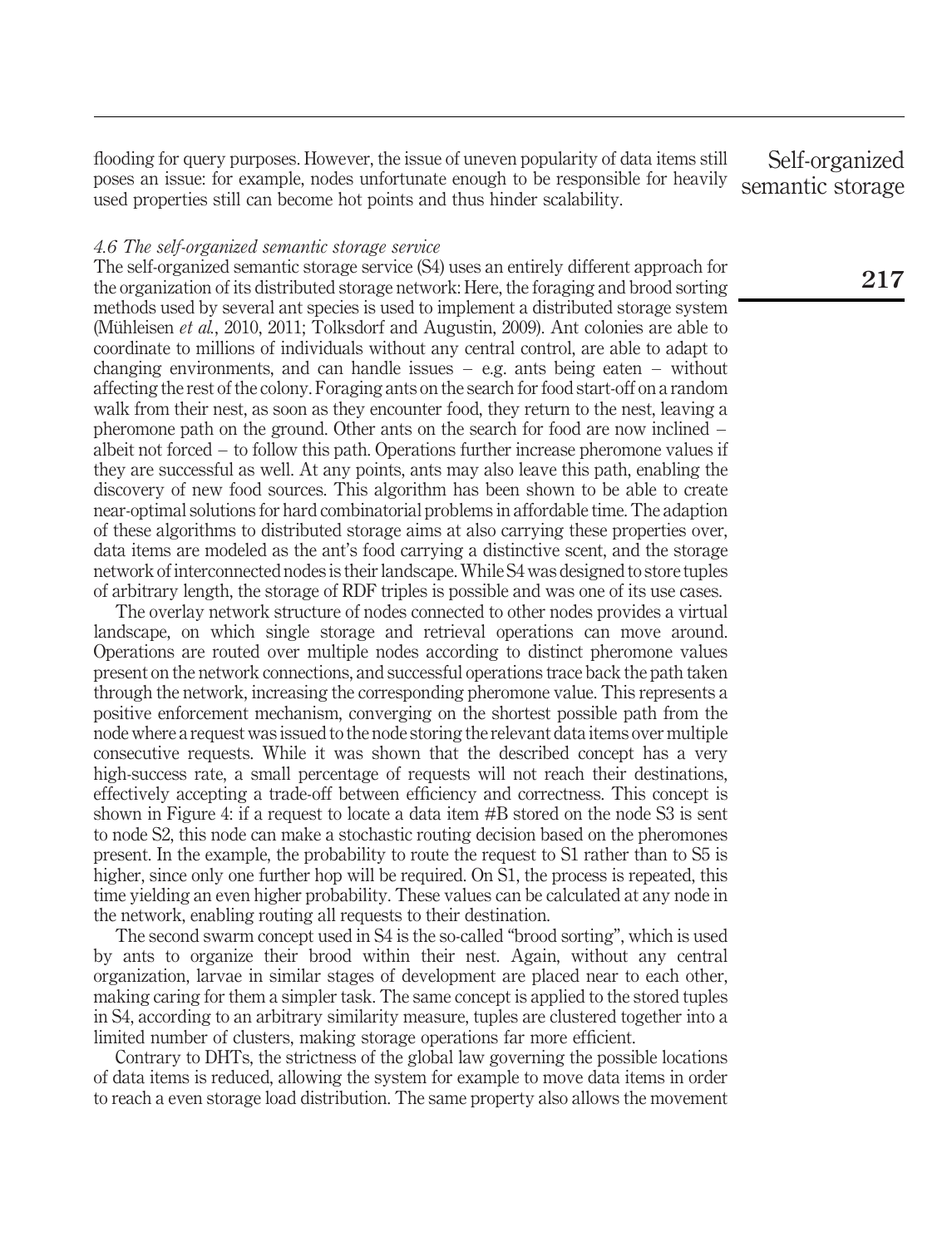flooding for query purposes. However, the issue of uneven popularity of data items still poses an issue: for example, nodes unfortunate enough to be responsible for heavily used properties still can become hot points and thus hinder scalability.

### *4.6 The self-organized semantic storage service*

The self-organized semantic storage service (S4) uses an entirely different approach for the organization of its distributed storage network: Here, the foraging and brood sorting methods used by several ant species is used to implement a distributed storage system (Mühleisen *et al.*, 2010, 2011; Tolksdorf and Augustin, 2009). Ant colonies are able to coordinate to millions of individuals without any central control, are able to adapt to changing environments, and can handle issues – e.g. ants being eaten – without affecting the rest of the colony. Foraging ants on the search for food start-off on a random walk from their nest, as soon as they encounter food, they return to the nest, leaving a pheromone path on the ground. Other ants on the search for food are now inclined – albeit not forced – to follow this path. Operations further increase pheromone values if they are successful as well. At any points, ants may also leave this path, enabling the discovery of new food sources. This algorithm has been shown to be able to create near-optimal solutions for hard combinatorial problems in affordable time. The adaption of these algorithms to distributed storage aims at also carrying these properties over, data items are modeled as the ant's food carrying a distinctive scent, and the storage network of interconnected nodes is their landscape. While S4 was designed to store tuples of arbitrary length, the storage of RDF triples is possible and was one of its use cases.

The overlay network structure of nodes connected to other nodes provides a virtual landscape, on which single storage and retrieval operations can move around. Operations are routed over multiple nodes according to distinct pheromone values present on the network connections, and successful operations trace back the path taken through the network, increasing the corresponding pheromone value. This represents a positive enforcement mechanism, converging on the shortest possible path from the node where a request was issued to the node storing the relevant data items over multiple consecutive requests. While it was shown that the described concept has a very high-success rate, a small percentage of requests will not reach their destinations, effectively accepting a trade-off between efficiency and correctness. This concept is shown in Figure 4: if a request to locate a data item #B stored on the node S3 is sent to node S2, this node can make a stochastic routing decision based on the pheromones present. In the example, the probability to route the request to S1 rather than to S5 is higher, since only one further hop will be required. On S1, the process is repeated, this time yielding an even higher probability. These values can be calculated at any node in the network, enabling routing all requests to their destination.

The second swarm concept used in S4 is the so-called "brood sorting", which is used by ants to organize their brood within their nest. Again, without any central organization, larvae in similar stages of development are placed near to each other, making caring for them a simpler task. The same concept is applied to the stored tuples in S4, according to an arbitrary similarity measure, tuples are clustered together into a limited number of clusters, making storage operations far more efficient.

Contrary to DHTs, the strictness of the global law governing the possible locations of data items is reduced, allowing the system for example to move data items in order to reach a even storage load distribution. The same property also allows the movement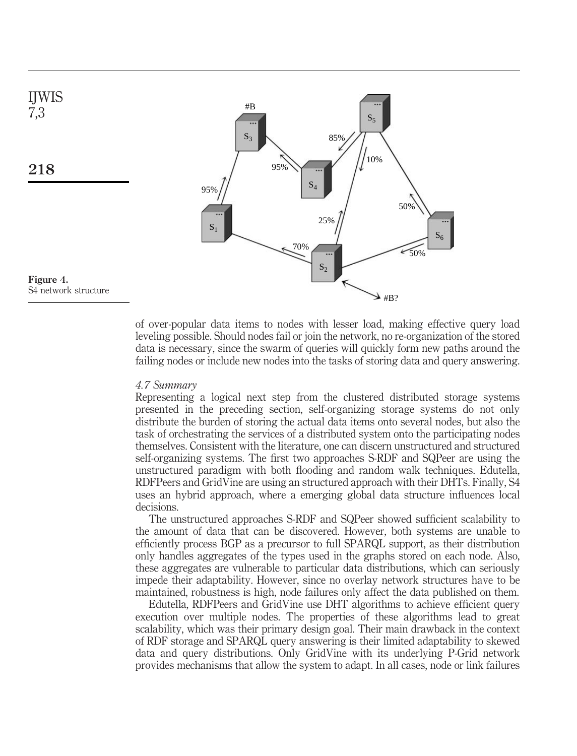Figure 4.
S4 network structure

of over-popular data items to nodes with lesser load, making effective query load leveling possible. Should nodes fail or join the network, no re-organization of the stored data is necessary, since the swarm of queries will quickly form new paths around the failing nodes or include new nodes into the tasks of storing data and query answering.

### 4.7 Summary

Representing a logical next step from the clustered distributed storage systems presented in the preceding section, self-organizing storage systems do not only distribute the burden of storing the actual data items onto several nodes, but also the task of orchestrating the services of a distributed system onto the participating nodes themselves. Consistent with the literature, one can discern unstructured and structured self-organizing systems. The first two approaches S-RDF and SQPeer are using the unstructured paradigm with both flooding and random walk techniques. Edutella, RDFPeers and GridVine are using an structured approach with their DHTs. Finally, S4 uses an hybrid approach, where a emerging global data structure influences local decisions.

The unstructured approaches S-RDF and SQPeer showed sufficient scalability to the amount of data that can be discovered. However, both systems are unable to efficiently process BGP as a precursor to full SPARQL support, as their distribution only handles aggregates of the types used in the graphs stored on each node. Also, these aggregates are vulnerable to particular data distributions, which can seriously impede their adaptability. However, since no overlay network structures have to be maintained, robustness is high, node failures only affect the data published on them.

Edutella, RDFPeers and GridVine use DHT algorithms to achieve efficient query execution over multiple nodes. The properties of these algorithms lead to great scalability, which was their primary design goal. Their main drawback in the context of RDF storage and SPARQL query answering is their limited adaptability to skewed data and query distributions. Only GridVine with its underlying P-Grid network provides mechanisms that allow the system to adapt. In all cases, node or link failures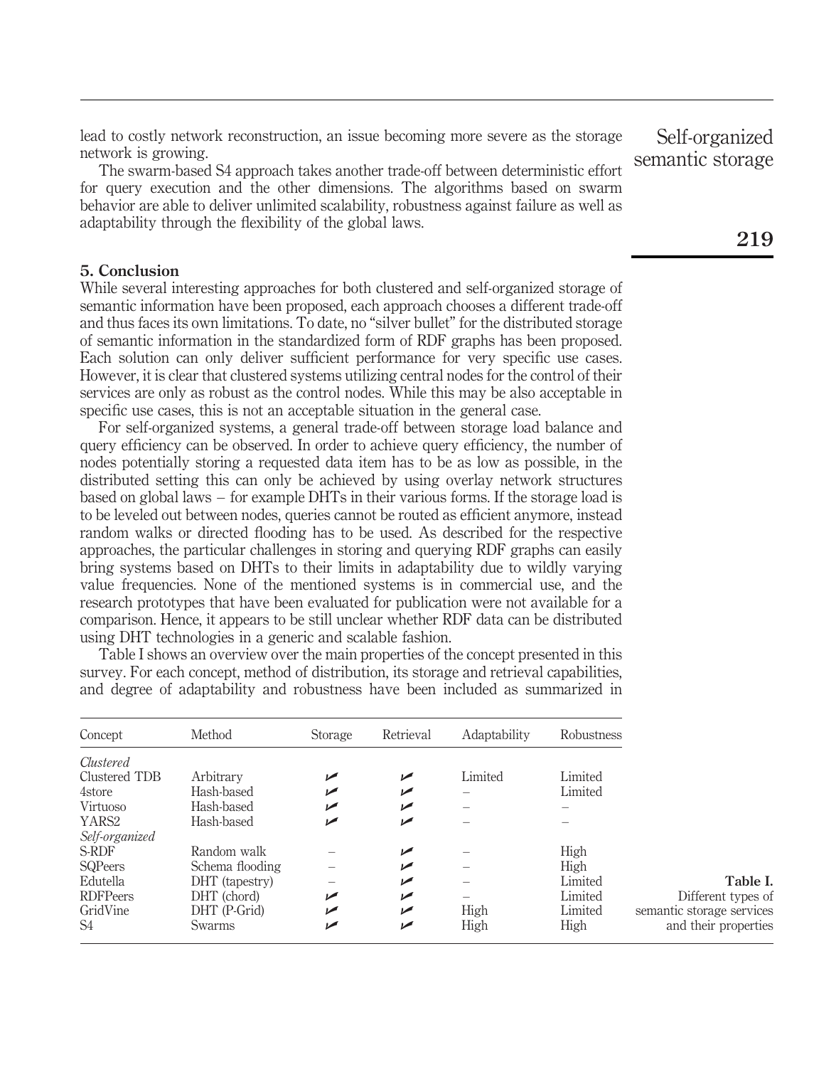lead to costly network reconstruction, an issue becoming more severe as the storage network is growing.

The swarm-based S4 approach takes another trade-off between deterministic effort for query execution and the other dimensions. The algorithms based on swarm behavior are able to deliver unlimited scalability, robustness against failure as well as adaptability through the flexibility of the global laws.

## 5. Conclusion

While several interesting approaches for both clustered and self-organized storage of semantic information have been proposed, each approach chooses a different trade-off and thus faces its own limitations. To date, no "silver bullet" for the distributed storage of semantic information in the standardized form of RDF graphs has been proposed. Each solution can only deliver sufficient performance for very specific use cases. However, it is clear that clustered systems utilizing central nodes for the control of their services are only as robust as the control nodes. While this may be also acceptable in specific use cases, this is not an acceptable situation in the general case.

For self-organized systems, a general trade-off between storage load balance and query efficiency can be observed. In order to achieve query efficiency, the number of nodes potentially storing a requested data item has to be as low as possible, in the distributed setting this can only be achieved by using overlay network structures based on global laws – for example DHTs in their various forms. If the storage load is to be leveled out between nodes, queries cannot be routed as efficient anymore, instead random walks or directed flooding has to be used. As described for the respective approaches, the particular challenges in storing and querying RDF graphs can easily bring systems based on DHTs to their limits in adaptability due to wildly varying value frequencies. None of the mentioned systems is in commercial use, and the research prototypes that have been evaluated for publication were not available for a comparison. Hence, it appears to be still unclear whether RDF data can be distributed using DHT technologies in a generic and scalable fashion.

Table I shows an overview over the main properties of the concept presented in this survey. For each concept, method of distribution, its storage and retrieval capabilities, and degree of adaptability and robustness have been included as summarized in

| Concept | Method | Storage | Retrieval | Adaptability | Robustness |
|---|---|---|---|---|---|
| *Clustered* | | | | | |
| Clustered TDB | Arbitrary | ✓ | ✓ | Limited | Limited |
| 4store | Hash-based | ✓ | ✓ | – | Limited |
| Virtuoso | Hash-based | ✓ | ✓ | – | – |
| YARS2 | Hash-based | ✓ | ✓ | – | – |
| *Self-organized* | | | | | |
| S-RDF | Random walk | – | ✓ | – | High |
| SQPeers | Schema flooding | – | ✓ | – | High |
| Edutella | DHT (tapestry) | – | ✓ | – | Limited |
| RDFPeers | DHT (chord) | ✓ | ✓ | – | Limited |
| GridVine | DHT (P-Grid) | ✓ | ✓ | High | Limited |
| S4 | Swarms | ✓ | ✓ | High | High |

**Table I.** Different types of semantic storage services and their properties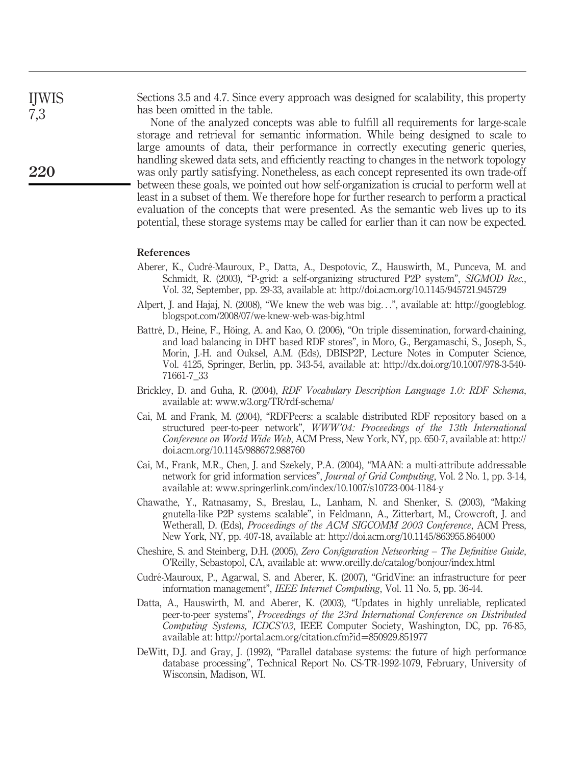Sections 3.5 and 4.7. Since every approach was designed for scalability, this property has been omitted in the table.

None of the analyzed concepts was able to fulfill all requirements for large-scale storage and retrieval for semantic information. While being designed to scale to large amounts of data, their performance in correctly executing generic queries, handling skewed data sets, and efficiently reacting to changes in the network topology was only partly satisfying. Nonetheless, as each concept represented its own trade-off between these goals, we pointed out how self-organization is crucial to perform well at least in a subset of them. We therefore hope for further research to perform a practical evaluation of the concepts that were presented. As the semantic web lives up to its potential, these storage systems may be called for earlier than it can now be expected.

### References

Aberer, K., Cudré-Mauroux, P., Datta, A., Despotovic, Z., Hauswirth, M., Punceva, M. and Schmidt, R. (2003), "P-grid: a self-organizing structured P2P system", *SIGMOD Rec.*, Vol. 32, September, pp. 29-33, available at: http://doi.acm.org/10.1145/945721.945729

Alpert, J. and Hajaj, N. (2008), "We knew the web was big...", available at: http://googleblog.blogspot.com/2008/07/we-knew-web-was-big.html

Battré, D., Heine, F., Höing, A. and Kao, O. (2006), "On triple dissemination, forward-chaining, and load balancing in DHT based RDF stores", in Moro, G., Bergamaschi, S., Joseph, S., Morin, J.-H. and Ouksel, A.M. (Eds), DBISP2P, Lecture Notes in Computer Science, Vol. 4125, Springer, Berlin, pp. 343-54, available at: http://dx.doi.org/10.1007/978-3-540-71661-7_33

Brickley, D. and Guha, R. (2004), *RDF Vocabulary Description Language 1.0: RDF Schema*, available at: www.w3.org/TR/rdf-schema/

Cai, M. and Frank, M. (2004), "RDFPeers: a scalable distributed RDF repository based on a structured peer-to-peer network", *WWW'04: Proceedings of the 13th International Conference on World Wide Web*, ACM Press, New York, NY, pp. 650-7, available at: http://doi.acm.org/10.1145/988672.988760

Cai, M., Frank, M.R., Chen, J. and Szekely, P.A. (2004), "MAAN: a multi-attribute addressable network for grid information services", *Journal of Grid Computing*, Vol. 2 No. 1, pp. 3-14, available at: www.springerlink.com/index/10.1007/s10723-004-1184-y

Chawathe, Y., Ratnasamy, S., Breslau, L., Lanham, N. and Shenker, S. (2003), "Making gnutella-like P2P systems scalable", in Feldmann, A., Zitterbart, M., Crowcroft, J. and Wetherall, D. (Eds), *Proceedings of the ACM SIGCOMM 2003 Conference*, ACM Press, New York, NY, pp. 407-18, available at: http://doi.acm.org/10.1145/863955.864000

Cheshire, S. and Steinberg, D.H. (2005), *Zero Configuration Networking – The Definitive Guide*, O'Reilly, Sebastopol, CA, available at: www.oreilly.de/catalog/bonjour/index.html

Cudré-Mauroux, P., Agarwal, S. and Aberer, K. (2007), "GridVine: an infrastructure for peer information management", *IEEE Internet Computing*, Vol. 11 No. 5, pp. 36-44.

Datta, A., Hauswirth, M. and Aberer, K. (2003), "Updates in highly unreliable, replicated peer-to-peer systems", *Proceedings of the 23rd International Conference on Distributed Computing Systems, ICDCS'03*, IEEE Computer Society, Washington, DC, pp. 76-85, available at: http://portal.acm.org/citation.cfm?id=850929.851977

DeWitt, D.J. and Gray, J. (1992), "Parallel database systems: the future of high performance database processing", Technical Report No. CS-TR-1992-1079, February, University of Wisconsin, Madison, WI.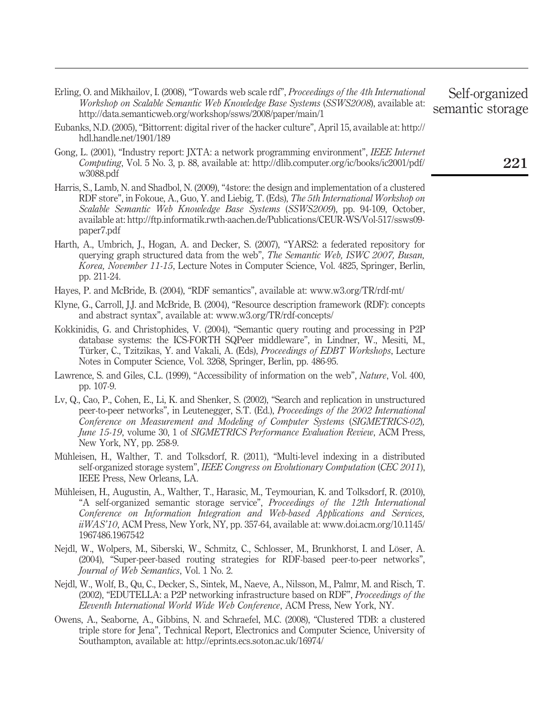Erling, O. and Mikhailov, I. (2008), "Towards web scale rdf", *Proceedings of the 4th International Workshop on Scalable Semantic Web Knowledge Base Systems* (*SSWS2008*), available at: http://data.semanticweb.org/workshop/ssws/2008/paper/main/1

Eubanks, N.D. (2005), "Bittorrent: digital river of the hacker culture", April 15, available at: http://hdl.handle.net/1901/189

Gong, L. (2001), "Industry report: JXTA: a network programming environment", *IEEE Internet Computing*, Vol. 5 No. 3, p. 88, available at: http://dlib.computer.org/ic/books/ic2001/pdf/w3088.pdf

Harris, S., Lamb, N. and Shadbol, N. (2009), "4store: the design and implementation of a clustered RDF store", in Fokoue, A., Guo, Y. and Liebig, T. (Eds), *The 5th International Workshop on Scalable Semantic Web Knowledge Base Systems* (*SSWS2009*), pp. 94-109, October, available at: http://ftp.informatik.rwth-aachen.de/Publications/CEUR-WS/Vol-517/ssws09-paper7.pdf

Harth, A., Umbrich, J., Hogan, A. and Decker, S. (2007), "YARS2: a federated repository for querying graph structured data from the web", *The Semantic Web, ISWC 2007, Busan, Korea, November 11-15*, Lecture Notes in Computer Science, Vol. 4825, Springer, Berlin, pp. 211-24.

Hayes, P. and McBride, B. (2004), "RDF semantics", available at: www.w3.org/TR/rdf-mt/

Klyne, G., Carroll, J.J. and McBride, B. (2004), "Resource description framework (RDF): concepts and abstract syntax", available at: www.w3.org/TR/rdf-concepts/

Kokkinidis, G. and Christophides, V. (2004), "Semantic query routing and processing in P2P database systems: the ICS-FORTH SQPeer middleware", in Lindner, W., Mesiti, M., Türker, C., Tzitzikas, Y. and Vakali, A. (Eds), *Proceedings of EDBT Workshops*, Lecture Notes in Computer Science, Vol. 3268, Springer, Berlin, pp. 486-95.

Lawrence, S. and Giles, C.L. (1999), "Accessibility of information on the web", *Nature*, Vol. 400, pp. 107-9.

Lv, Q., Cao, P., Cohen, E., Li, K. and Shenker, S. (2002), "Search and replication in unstructured peer-to-peer networks", in Leutenegger, S.T. (Ed.), *Proceedings of the 2002 International Conference on Measurement and Modeling of Computer Systems* (*SIGMETRICS-02*), *June 15-19*, volume 30, 1 of *SIGMETRICS Performance Evaluation Review*, ACM Press, New York, NY, pp. 258-9.

Mühleisen, H., Walther, T. and Tolksdorf, R. (2011), "Multi-level indexing in a distributed self-organized storage system", *IEEE Congress on Evolutionary Computation* (*CEC 2011*), IEEE Press, New Orleans, LA.

Mühleisen, H., Augustin, A., Walther, T., Harasic, M., Teymourian, K. and Tolksdorf, R. (2010), "A self-organized semantic storage service", *Proceedings of the 12th International Conference on Information Integration and Web-based Applications and Services, iiWAS'10*, ACM Press, New York, NY, pp. 357-64, available at: www.doi.acm.org/10.1145/1967486.1967542

Nejdl, W., Wolpers, M., Siberski, W., Schmitz, C., Schlosser, M., Brunkhorst, I. and Löser, A. (2004), "Super-peer-based routing strategies for RDF-based peer-to-peer networks", *Journal of Web Semantics*, Vol. 1 No. 2.

Nejdl, W., Wolf, B., Qu, C., Decker, S., Sintek, M., Naeve, A., Nilsson, M., Palmr, M. and Risch, T. (2002), "EDUTELLA: a P2P networking infrastructure based on RDF", *Proceedings of the Eleventh International World Wide Web Conference*, ACM Press, New York, NY.

Owens, A., Seaborne, A., Gibbins, N. and Schraefel, M.C. (2008), "Clustered TDB: a clustered triple store for Jena", Technical Report, Electronics and Computer Science, University of Southampton, available at: http://eprints.ecs.soton.ac.uk/16974/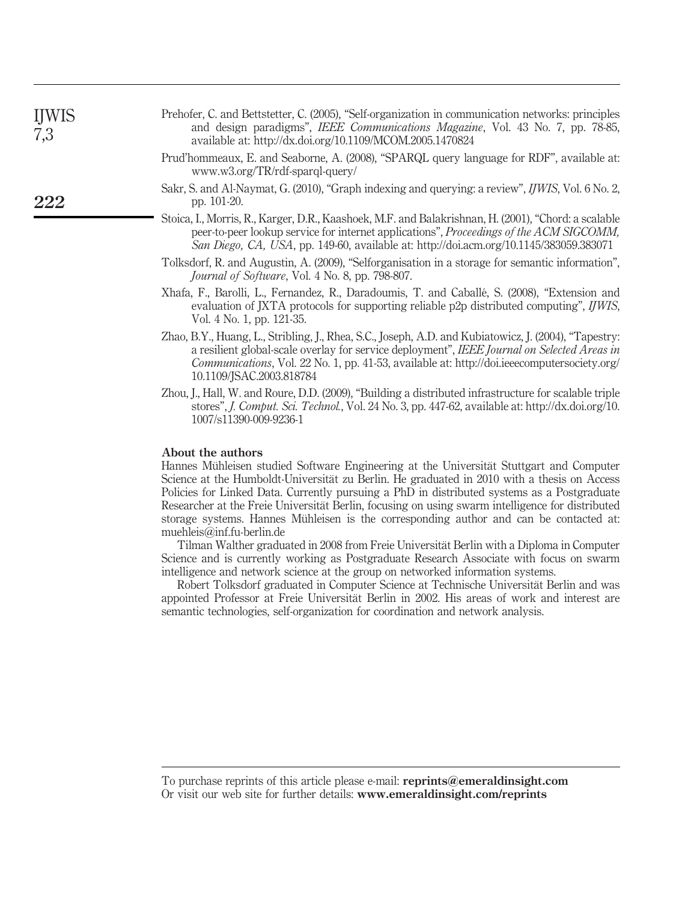Prehofer, C. and Bettstetter, C. (2005), "Self-organization in communication networks: principles and design paradigms", *IEEE Communications Magazine*, Vol. 43 No. 7, pp. 78-85, available at: http://dx.doi.org/10.1109/MCOM.2005.1470824

Prud'hommeaux, E. and Seaborne, A. (2008), "SPARQL query language for RDF", available at: www.w3.org/TR/rdf-sparql-query/

Sakr, S. and Al-Naymat, G. (2010), "Graph indexing and querying: a review", *IJWIS*, Vol. 6 No. 2, pp. 101-20.

Stoica, I., Morris, R., Karger, D.R., Kaashoek, M.F. and Balakrishnan, H. (2001), "Chord: a scalable peer-to-peer lookup service for internet applications", *Proceedings of the ACM SIGCOMM, San Diego, CA, USA*, pp. 149-60, available at: http://doi.acm.org/10.1145/383059.383071

Tolksdorf, R. and Augustin, A. (2009), "Selforganisation in a storage for semantic information", *Journal of Software*, Vol. 4 No. 8, pp. 798-807.

Xhafa, F., Barolli, L., Fernandez, R., Daradoumis, T. and Caballé, S. (2008), "Extension and evaluation of JXTA protocols for supporting reliable p2p distributed computing", *IJWIS*, Vol. 4 No. 1, pp. 121-35.

Zhao, B.Y., Huang, L., Stribling, J., Rhea, S.C., Joseph, A.D. and Kubiatowicz, J. (2004), "Tapestry: a resilient global-scale overlay for service deployment", *IEEE Journal on Selected Areas in Communications*, Vol. 22 No. 1, pp. 41-53, available at: http://doi.ieeecomputersociety.org/10.1109/JSAC.2003.818784

Zhou, J., Hall, W. and Roure, D.D. (2009), "Building a distributed infrastructure for scalable triple stores", *J. Comput. Sci. Technol.*, Vol. 24 No. 3, pp. 447-62, available at: http://dx.doi.org/10.1007/s11390-009-9236-1

## About the authors

Hannes Mühleisen studied Software Engineering at the Universität Stuttgart and Computer Science at the Humboldt-Universität zu Berlin. He graduated in 2010 with a thesis on Access Policies for Linked Data. Currently pursuing a PhD in distributed systems as a Postgraduate Researcher at the Freie Universität Berlin, focusing on using swarm intelligence for distributed storage systems. Hannes Mühleisen is the corresponding author and can be contacted at: muehleis@inf.fu-berlin.de

Tilman Walther graduated in 2008 from Freie Universität Berlin with a Diploma in Computer Science and is currently working as Postgraduate Research Associate with focus on swarm intelligence and network science at the group on networked information systems.

Robert Tolksdorf graduated in Computer Science at Technische Universität Berlin and was appointed Professor at Freie Universität Berlin in 2002. His areas of work and interest are semantic technologies, self-organization for coordination and network analysis.

To purchase reprints of this article please e-mail: **reprints@emeraldinsight.com**
Or visit our web site for further details: **www.emeraldinsight.com/reprints**